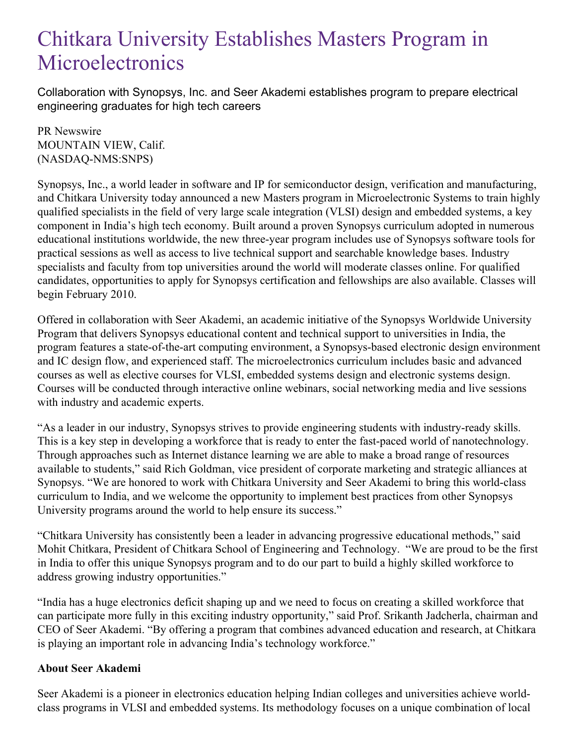# Chitkara University Establishes Masters Program in Microelectronics

Collaboration with Synopsys, Inc. and Seer Akademi establishes program to prepare electrical engineering graduates for high tech careers

PR Newswire
MOUNTAIN VIEW, Calif.
(NASDAQ-NMS:SNPS)

Synopsys, Inc., a world leader in software and IP for semiconductor design, verification and manufacturing, and Chitkara University today announced a new Masters program in Microelectronic Systems to train highly qualified specialists in the field of very large scale integration (VLSI) design and embedded systems, a key component in India's high tech economy. Built around a proven Synopsys curriculum adopted in numerous educational institutions worldwide, the new three-year program includes use of Synopsys software tools for practical sessions as well as access to live technical support and searchable knowledge bases. Industry specialists and faculty from top universities around the world will moderate classes online. For qualified candidates, opportunities to apply for Synopsys certification and fellowships are also available. Classes will begin February 2010.

Offered in collaboration with Seer Akademi, an academic initiative of the Synopsys Worldwide University Program that delivers Synopsys educational content and technical support to universities in India, the program features a state-of-the-art computing environment, a Synopsys-based electronic design environment and IC design flow, and experienced staff. The microelectronics curriculum includes basic and advanced courses as well as elective courses for VLSI, embedded systems design and electronic systems design. Courses will be conducted through interactive online webinars, social networking media and live sessions with industry and academic experts.

"As a leader in our industry, Synopsys strives to provide engineering students with industry-ready skills. This is a key step in developing a workforce that is ready to enter the fast-paced world of nanotechnology. Through approaches such as Internet distance learning we are able to make a broad range of resources available to students," said Rich Goldman, vice president of corporate marketing and strategic alliances at Synopsys. "We are honored to work with Chitkara University and Seer Akademi to bring this world-class curriculum to India, and we welcome the opportunity to implement best practices from other Synopsys University programs around the world to help ensure its success."

"Chitkara University has consistently been a leader in advancing progressive educational methods," said Mohit Chitkara, President of Chitkara School of Engineering and Technology. "We are proud to be the first in India to offer this unique Synopsys program and to do our part to build a highly skilled workforce to address growing industry opportunities."

"India has a huge electronics deficit shaping up and we need to focus on creating a skilled workforce that can participate more fully in this exciting industry opportunity," said Prof. Srikanth Jadcherla, chairman and CEO of Seer Akademi. "By offering a program that combines advanced education and research, at Chitkara is playing an important role in advancing India's technology workforce."

**About Seer Akademi**

Seer Akademi is a pioneer in electronics education helping Indian colleges and universities achieve world-class programs in VLSI and embedded systems. Its methodology focuses on a unique combination of local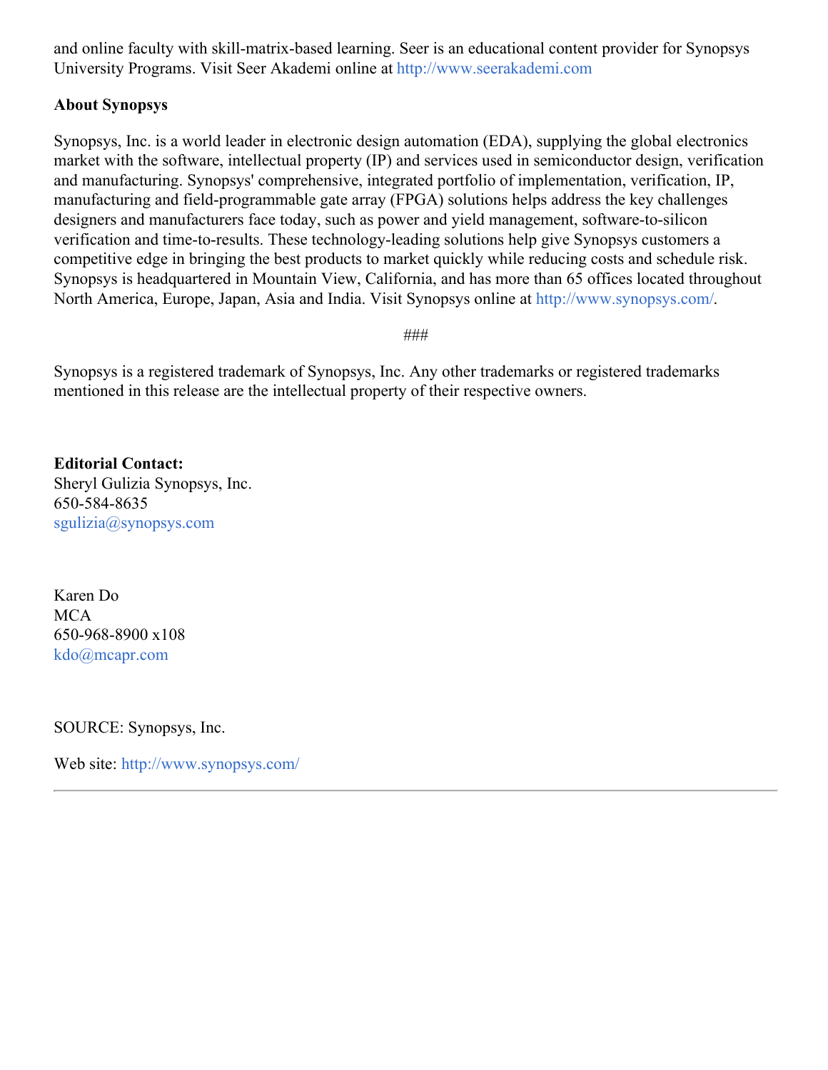and online faculty with skill-matrix-based learning. Seer is an educational content provider for Synopsys University Programs. Visit Seer Akademi online at http://www.seerakademi.com

**About Synopsys**

Synopsys, Inc. is a world leader in electronic design automation (EDA), supplying the global electronics market with the software, intellectual property (IP) and services used in semiconductor design, verification and manufacturing. Synopsys' comprehensive, integrated portfolio of implementation, verification, IP, manufacturing and field-programmable gate array (FPGA) solutions helps address the key challenges designers and manufacturers face today, such as power and yield management, software-to-silicon verification and time-to-results. These technology-leading solutions help give Synopsys customers a competitive edge in bringing the best products to market quickly while reducing costs and schedule risk. Synopsys is headquartered in Mountain View, California, and has more than 65 offices located throughout North America, Europe, Japan, Asia and India. Visit Synopsys online at http://www.synopsys.com/.

###

Synopsys is a registered trademark of Synopsys, Inc. Any other trademarks or registered trademarks mentioned in this release are the intellectual property of their respective owners.

**Editorial Contact:**
Sheryl Gulizia Synopsys, Inc.
650-584-8635
sgulizia@synopsys.com

Karen Do
MCA
650-968-8900 x108
kdo@mcapr.com

SOURCE: Synopsys, Inc.

Web site: http://www.synopsys.com/